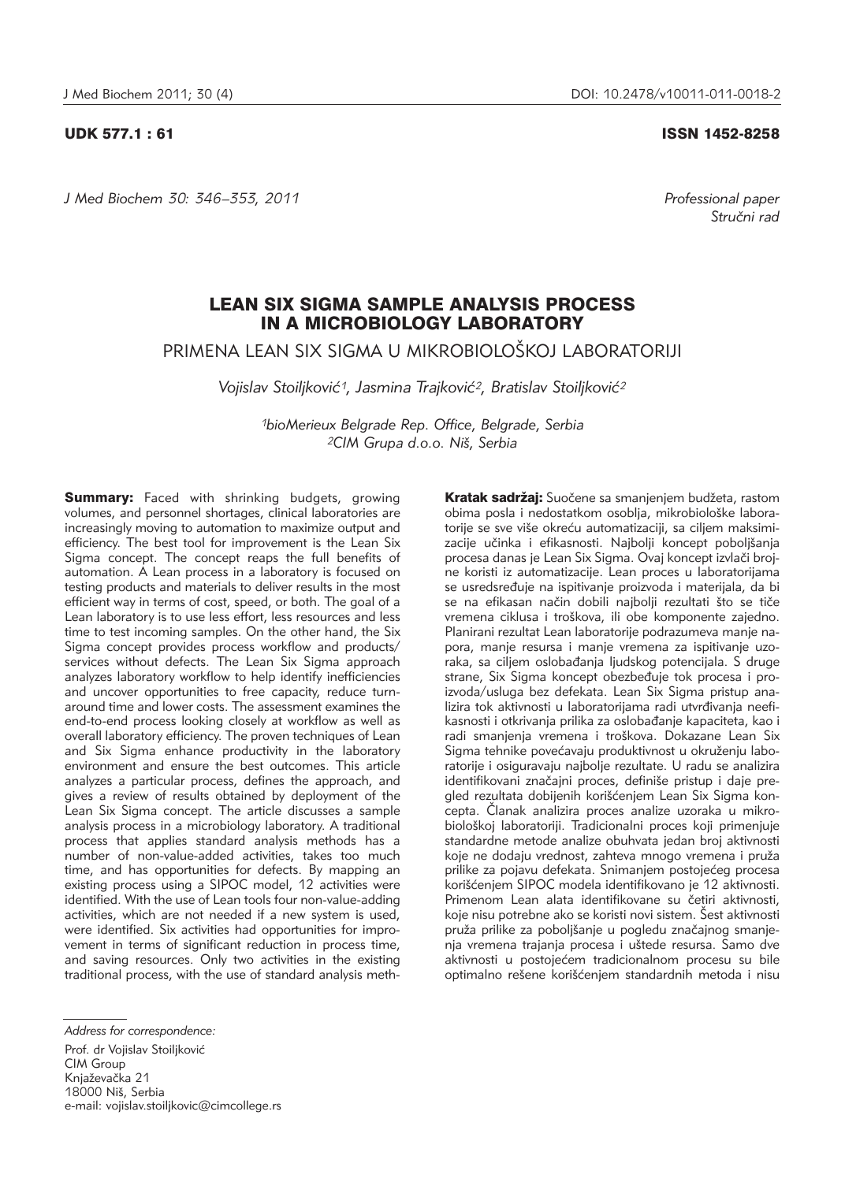UDK 577.1 : 61

ISSN 1452-8258

*Professional paper*
*Stručni rad*

# LEAN SIX SIGMA SAMPLE ANALYSIS PROCESS IN A MICROBIOLOGY LABORATORY

## PRIMENA LEAN SIX SIGMA U MIKROBIOLOŠKOJ LABORATORIJI

*Vojislav Stoiljković[1], Jasmina Trajković[2], Bratislav Stoiljković[2]*

*[1]bioMerieux Belgrade Rep. Office, Belgrade, Serbia*
*[2]CIM Grupa d.o.o. Niš, Serbia*

**Summary:** Faced with shrinking budgets, growing volumes, and personnel shortages, clinical laboratories are increasingly moving to automation to maximize output and efficiency. The best tool for improvement is the Lean Six Sigma concept. The concept reaps the full benefits of automation. A Lean process in a laboratory is focused on testing products and materials to deliver results in the most efficient way in terms of cost, speed, or both. The goal of a Lean laboratory is to use less effort, less resources and less time to test incoming samples. On the other hand, the Six Sigma concept provides process workflow and products/services without defects. The Lean Six Sigma approach analyzes laboratory workflow to help identify inefficiencies and uncover opportunities to free capacity, reduce turnaround time and lower costs. The assessment examines the end-to-end process looking closely at workflow as well as overall laboratory efficiency. The proven techniques of Lean and Six Sigma enhance productivity in the laboratory environment and ensure the best outcomes. This article analyzes a particular process, defines the approach, and gives a review of results obtained by deployment of the Lean Six Sigma concept. The article discusses a sample analysis process in a microbiology laboratory. A traditional process that applies standard analysis methods has a number of non-value-added activities, takes too much time, and has opportunities for defects. By mapping an existing process using a SIPOC model, 12 activities were identified. With the use of Lean tools four non-value-adding activities, which are not needed if a new system is used, were identified. Six activities had opportunities for improvement in terms of significant reduction in process time, and saving resources. Only two activities in the existing traditional process, with the use of standard analysis meth-

**Kratak sadržaj:** Suočene sa smanjenjem budžeta, rastom obima posla i nedostatkom osoblja, mikrobiološke laboratorije se sve više okreću automatizaciji, sa ciljem maksimizacije učinka i efikasnosti. Najbolji koncept poboljšanja procesa danas je Lean Six Sigma. Ovaj koncept izvlači brojne koristi iz automatizacije. Lean proces u laboratorijama se usredsređuje na ispitivanje proizvoda i materijala, da bi se na efikasan način dobili najbolji rezultati što se tiče vremena ciklusa i troškova, ili obe komponente zajedno. Planirani rezultat Lean laboratorije podrazumeva manje napora, manje resursa i manje vremena za ispitivanje uzoraka, sa ciljem oslobađanja ljudskog potencijala. S druge strane, Six Sigma koncept obezbeđuje tok procesa i proizvoda/usluga bez defekata. Lean Six Sigma pristup analizira tok aktivnosti u laboratorijama radi utvrđivanja neefikasnosti i otkrivanja prilika za oslobađanje kapaciteta, kao i radi smanjenja vremena i troškova. Dokazane Lean Six Sigma tehnike povećavaju produktivnost u okruženju laboratorije i osiguravaju najbolje rezultate. U radu se analizira identifikovani značajni proces, definiše pristup i daje pregled rezultata dobijenih korišćenjem Lean Six Sigma koncepta. Članak analizira proces analize uzoraka u mikrobiološkoj laboratoriji. Tradicionalni proces koji primenjuje standardne metode analize obuhvata jedan broj aktivnosti koje ne dodaju vrednost, zahteva mnogo vremena i pruža prilike za pojavu defekata. Snimanjem postojećeg procesa korišćenjem SIPOC modela identifikovano je 12 aktivnosti. Primenom Lean alata identifikovane su četiri aktivnosti, koje nisu potrebne ako se koristi novi sistem. Šest aktivnosti pruža prilike za poboljšanje u pogledu značajnog smanjenja vremena trajanja procesa i uštede resursa. Samo dve aktivnosti u postojećem tradicionalnom procesu su bile optimalno rešene korišćenjem standardnih metoda i nisu

*Address for correspondence:*

Prof. dr Vojislav Stoiljković
CIM Group
Knjaževačka 21
18000 Niš, Serbia
e-mail: vojislav.stoiljkovic@cimcollege.rs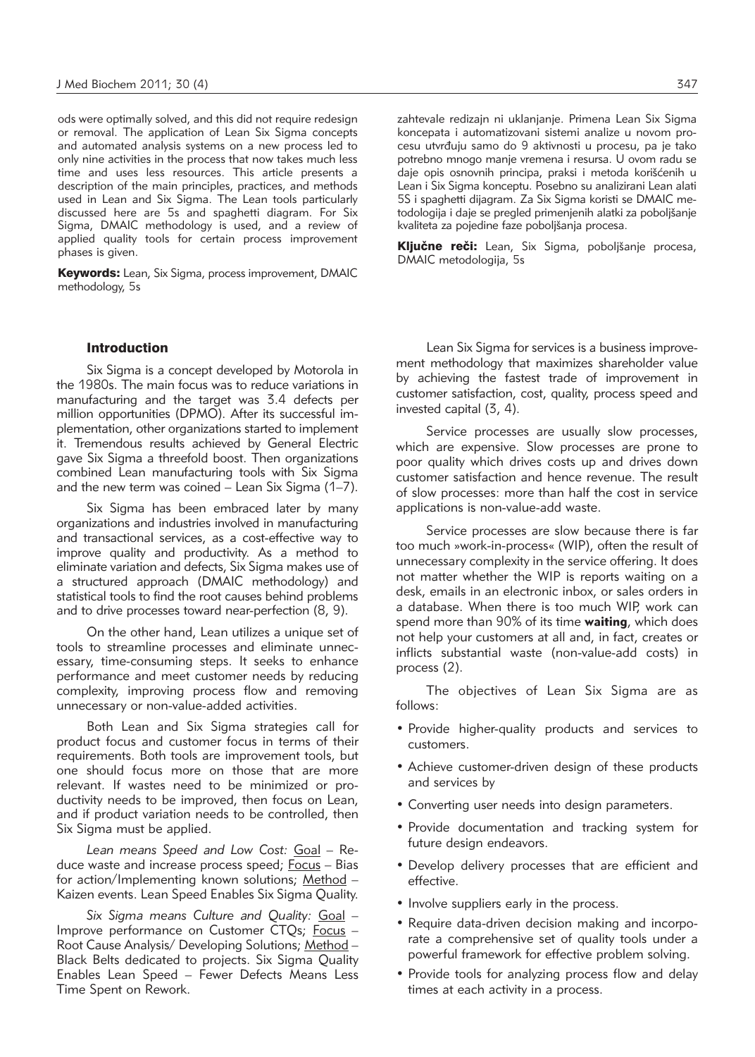ods were optimally solved, and this did not require redesign or removal. The application of Lean Six Sigma concepts and automated analysis systems on a new process led to only nine activities in the process that now takes much less time and uses less resources. This article presents a description of the main principles, practices, and methods used in Lean and Six Sigma. The Lean tools particularly discussed here are 5s and spaghetti diagram. For Six Sigma, DMAIC methodology is used, and a review of applied quality tools for certain process improvement phases is given.

**Keywords:** Lean, Six Sigma, process improvement, DMAIC methodology, 5s

zahtevale redizajn ni uklanjanje. Primena Lean Six Sigma koncepata i automatizovani sistemi analize u novom procesu utvrđuju samo do 9 aktivnosti u procesu, pa je tako potrebno mnogo manje vremena i resursa. U ovom radu se daje opis osnovnih principa, praksi i metoda korišćenih u Lean i Six Sigma konceptu. Posebno su analizirani Lean alati 5S i spaghetti dijagram. Za Six Sigma koristi se DMAIC metodologija i daje se pregled primenjenih alatki za poboljšanje kvaliteta za pojedine faze poboljšanja procesa.

**Ključne reči:** Lean, Six Sigma, poboljšanje procesa, DMAIC metodologija, 5s

## Introduction

Six Sigma is a concept developed by Motorola in the 1980s. The main focus was to reduce variations in manufacturing and the target was 3.4 defects per million opportunities (DPMO). After its successful implementation, other organizations started to implement it. Tremendous results achieved by General Electric gave Six Sigma a threefold boost. Then organizations combined Lean manufacturing tools with Six Sigma and the new term was coined – Lean Six Sigma (1–7).

Six Sigma has been embraced later by many organizations and industries involved in manufacturing and transactional services, as a cost-effective way to improve quality and productivity. As a method to eliminate variation and defects, Six Sigma makes use of a structured approach (DMAIC methodology) and statistical tools to find the root causes behind problems and to drive processes toward near-perfection (8, 9).

On the other hand, Lean utilizes a unique set of tools to streamline processes and eliminate unnecessary, time-consuming steps. It seeks to enhance performance and meet customer needs by reducing complexity, improving process flow and removing unnecessary or non-value-added activities.

Both Lean and Six Sigma strategies call for product focus and customer focus in terms of their requirements. Both tools are improvement tools, but one should focus more on those that are more relevant. If wastes need to be minimized or productivity needs to be improved, then focus on Lean, and if product variation needs to be controlled, then Six Sigma must be applied.

*Lean means Speed and Low Cost:* Goal – Reduce waste and increase process speed; Focus – Bias for action/Implementing known solutions; Method – Kaizen events. Lean Speed Enables Six Sigma Quality.

*Six Sigma means Culture and Quality:* Goal – Improve performance on Customer CTQs; Focus – Root Cause Analysis/ Developing Solutions; Method – Black Belts dedicated to projects. Six Sigma Quality Enables Lean Speed – Fewer Defects Means Less Time Spent on Rework.

Lean Six Sigma for services is a business improvement methodology that maximizes shareholder value by achieving the fastest trade of improvement in customer satisfaction, cost, quality, process speed and invested capital (3, 4).

Service processes are usually slow processes, which are expensive. Slow processes are prone to poor quality which drives costs up and drives down customer satisfaction and hence revenue. The result of slow processes: more than half the cost in service applications is non-value-add waste.

Service processes are slow because there is far too much »work-in-process« (WIP), often the result of unnecessary complexity in the service offering. It does not matter whether the WIP is reports waiting on a desk, emails in an electronic inbox, or sales orders in a database. When there is too much WIP, work can spend more than 90% of its time **waiting**, which does not help your customers at all and, in fact, creates or inflicts substantial waste (non-value-add costs) in process (2).

The objectives of Lean Six Sigma are as follows:

- Provide higher-quality products and services to customers.
- Achieve customer-driven design of these products and services by
- Converting user needs into design parameters.
- Provide documentation and tracking system for future design endeavors.
- Develop delivery processes that are efficient and effective.
- Involve suppliers early in the process.
- Require data-driven decision making and incorporate a comprehensive set of quality tools under a powerful framework for effective problem solving.
- Provide tools for analyzing process flow and delay times at each activity in a process.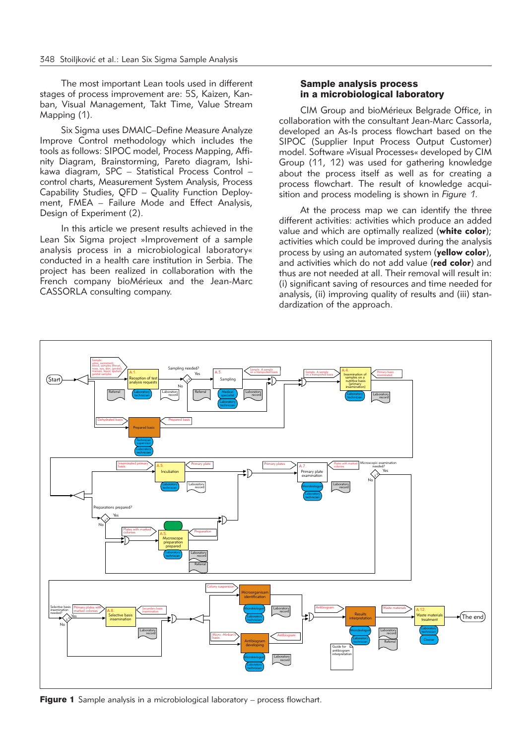The most important Lean tools used in different stages of process improvement are: 5S, Kaizen, Kanban, Visual Management, Takt Time, Value Stream Mapping (1).

Six Sigma uses DMAIC–Define Measure Analyze Improve Control methodology which includes the tools as follows: SIPOC model, Process Mapping, Affinity Diagram, Brainstorming, Pareto diagram, Ishikawa diagram, SPC – Statistical Process Control – control charts, Measurement System Analysis, Process Capability Studies, QFD – Quality Function Deployment, FMEA – Failure Mode and Effect Analysis, Design of Experiment (2).

In this article we present results achieved in the Lean Six Sigma project »Improvement of a sample analysis process in a microbiological laboratory« conducted in a health care institution in Serbia. The project has been realized in collaboration with the French company bioMérieux and the Jean-Marc CASSORLA consulting company.

## Sample analysis process in a microbiological laboratory

CIM Group and bioMérieux Belgrade Office, in collaboration with the consultant Jean-Marc Cassorla, developed an As-Is process flowchart based on the SIPOC (Supplier Input Process Output Customer) model. Software »Visual Processes« developed by CIM Group (11, 12) was used for gathering knowledge about the process itself as well as for creating a process flowchart. The result of knowledge acquisition and process modeling is shown in *Figure 1*.

At the process map we can identify the three different activities: activities which produce an added value and which are optimally realized (**white color**); activities which could be improved during the analysis process by using an automated system (**yellow color**), and activities which do not add value (**red color**) and thus are not needed at all. Their removal will result in: (i) significant saving of resources and time needed for analysis, (ii) improving quality of results and (iii) standardization of the approach.

**Figure 1** Sample analysis in a microbiological laboratory – process flowchart.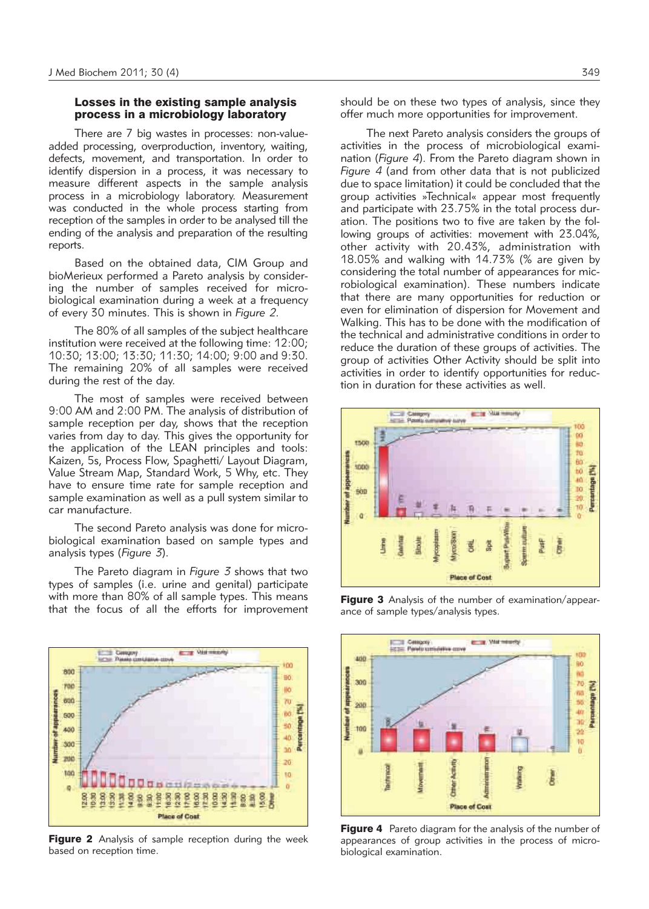### Losses in the existing sample analysis process in a microbiology laboratory

There are 7 big wastes in processes: non-value-added processing, overproduction, inventory, waiting, defects, movement, and transportation. In order to identify dispersion in a process, it was necessary to measure different aspects in the sample analysis process in a microbiology laboratory. Measurement was conducted in the whole process starting from reception of the samples in order to be analysed till the ending of the analysis and preparation of the resulting reports.

Based on the obtained data, CIM Group and bioMerieux performed a Pareto analysis by considering the number of samples received for microbiological examination during a week at a frequency of every 30 minutes. This is shown in *Figure 2*.

The 80% of all samples of the subject healthcare institution were received at the following time: 12:00; 10:30; 13:00; 13:30; 11:30; 14:00; 9:00 and 9:30. The remaining 20% of all samples were received during the rest of the day.

The most of samples were received between 9:00 AM and 2:00 PM. The analysis of distribution of sample reception per day, shows that the reception varies from day to day. This gives the opportunity for the application of the LEAN principles and tools: Kaizen, 5s, Process Flow, Spaghetti/ Layout Diagram, Value Stream Map, Standard Work, 5 Why, etc. They have to ensure time rate for sample reception and sample examination as well as a pull system similar to car manufacture.

The second Pareto analysis was done for microbiological examination based on sample types and analysis types (*Figure 3*).

The Pareto diagram in *Figure 3* shows that two types of samples (i.e. urine and genital) participate with more than 80% of all sample types. This means that the focus of all the efforts for improvement should be on these two types of analysis, since they offer much more opportunities for improvement.

The next Pareto analysis considers the groups of activities in the process of microbiological examination (*Figure 4*). From the Pareto diagram shown in *Figure 4* (and from other data that is not publicized due to space limitation) it could be concluded that the group activities »Technical« appear most frequently and participate with 23.75% in the total process duration. The positions two to five are taken by the following groups of activities: movement with 23.04%, other activity with 20.43%, administration with 18.05% and walking with 14.73% (% are given by considering the total number of appearances for microbiological examination). These numbers indicate that there are many opportunities for reduction or even for elimination of dispersion for Movement and Walking. This has to be done with the modification of the technical and administrative conditions in order to reduce the duration of these groups of activities. The group of activities Other Activity should be split into activities in order to identify opportunities for reduction in duration for these activities as well.

**Figure 2** Analysis of sample reception during the week based on reception time.

**Figure 3** Analysis of the number of examination/appearance of sample types/analysis types.

**Figure 4** Pareto diagram for the analysis of the number of appearances of group activities in the process of microbiological examination.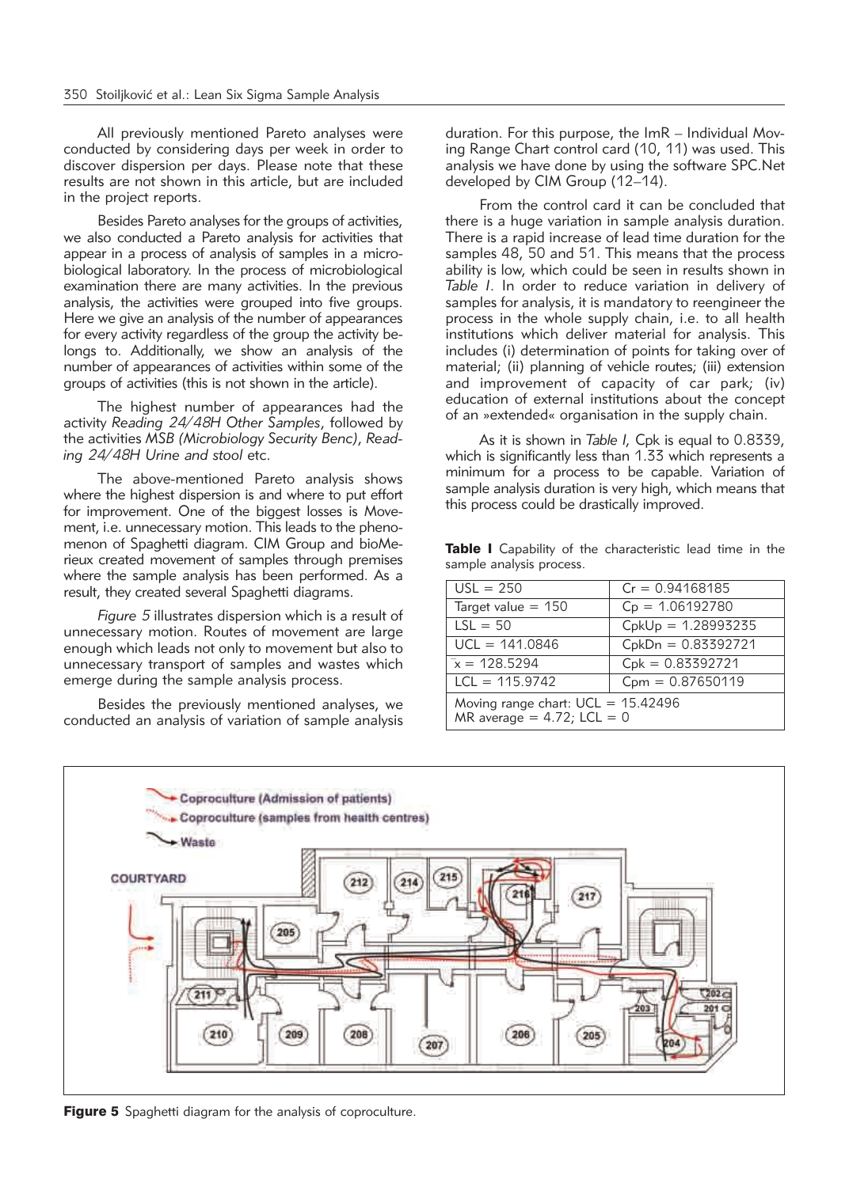All previously mentioned Pareto analyses were conducted by considering days per week in order to discover dispersion per days. Please note that these results are not shown in this article, but are included in the project reports.

Besides Pareto analyses for the groups of activities, we also conducted a Pareto analysis for activities that appear in a process of analysis of samples in a microbiological laboratory. In the process of microbiological examination there are many activities. In the previous analysis, the activities were grouped into five groups. Here we give an analysis of the number of appearances for every activity regardless of the group the activity belongs to. Additionally, we show an analysis of the number of appearances of activities within some of the groups of activities (this is not shown in the article).

The highest number of appearances had the activity *Reading 24/48H Other Samples*, followed by the activities *MSB (Microbiology Security Benc)*, *Reading 24/48H Urine and stool* etc.

The above-mentioned Pareto analysis shows where the highest dispersion is and where to put effort for improvement. One of the biggest losses is Movement, i.e. unnecessary motion. This leads to the phenomenon of Spaghetti diagram. CIM Group and bioMerieux created movement of samples through premises where the sample analysis has been performed. As a result, they created several Spaghetti diagrams.

*Figure 5* illustrates dispersion which is a result of unnecessary motion. Routes of movement are large enough which leads not only to movement but also to unnecessary transport of samples and wastes which emerge during the sample analysis process.

Besides the previously mentioned analyses, we conducted an analysis of variation of sample analysis duration. For this purpose, the ImR – Individual Moving Range Chart control card (10, 11) was used. This analysis we have done by using the software SPC.Net developed by CIM Group (12–14).

From the control card it can be concluded that there is a huge variation in sample analysis duration. There is a rapid increase of lead time duration for the samples 48, 50 and 51. This means that the process ability is low, which could be seen in results shown in *Table I*. In order to reduce variation in delivery of samples for analysis, it is mandatory to reengineer the process in the whole supply chain, i.e. to all health institutions which deliver material for analysis. This includes (i) determination of points for taking over of material; (ii) planning of vehicle routes; (iii) extension and improvement of capacity of car park; (iv) education of external institutions about the concept of an »extended« organisation in the supply chain.

As it is shown in *Table I*, Cpk is equal to 0.8339, which is significantly less than 1.33 which represents a minimum for a process to be capable. Variation of sample analysis duration is very high, which means that this process could be drastically improved.

**Table I** Capability of the characteristic lead time in the sample analysis process.

| | |
|---|---|
| USL = 250 | Cr = 0.94168185 |
| Target value = 150 | Cp = 1.06192780 |
| LSL = 50 | CpkUp = 1.28993235 |
| UCL = 141.0846 | CpkDn = 0.83392721 |
| $\bar{x}$ = 128.5294 | Cpk = 0.83392721 |
| LCL = 115.9742 | Cpm = 0.87650119 |
| Moving range chart: UCL = 15.42496<br>MR average = 4.72; LCL = 0 | |

**Figure 5** Spaghetti diagram for the analysis of coproculture.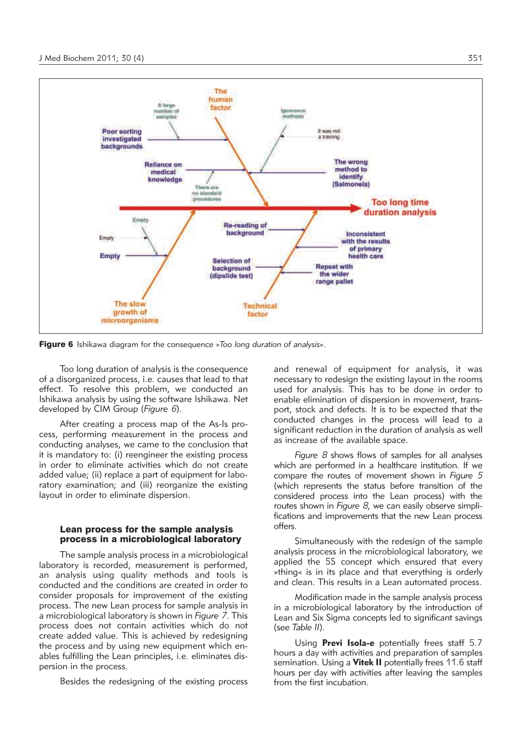Figure 6 Ishikawa diagram for the consequence »*Too long duration of analysis*«.

Too long duration of analysis is the consequence of a disorganized process, i.e. causes that lead to that effect. To resolve this problem, we conducted an Ishikawa analysis by using the software Ishikawa. Net developed by CIM Group (*Figure 6*).

After creating a process map of the As-Is process, performing measurement in the process and conducting analyses, we came to the conclusion that it is mandatory to: (i) reengineer the existing process in order to eliminate activities which do not create added value; (ii) replace a part of equipment for laboratory examination; and (iii) reorganize the existing layout in order to eliminate dispersion.

### Lean process for the sample analysis process in a microbiological laboratory

The sample analysis process in a microbiological laboratory is recorded, measurement is performed, an analysis using quality methods and tools is conducted and the conditions are created in order to consider proposals for improvement of the existing process. The new Lean process for sample analysis in a microbiological laboratory is shown in *Figure 7*. This process does not contain activities which do not create added value. This is achieved by redesigning the process and by using new equipment which enables fulfilling the Lean principles, i.e. eliminates dispersion in the process.

Besides the redesigning of the existing process and renewal of equipment for analysis, it was necessary to redesign the existing layout in the rooms used for analysis. This has to be done in order to enable elimination of dispersion in movement, transport, stock and defects. It is to be expected that the conducted changes in the process will lead to a significant reduction in the duration of analysis as well as increase of the available space.

*Figure 8* shows flows of samples for all analyses which are performed in a healthcare institution. If we compare the routes of movement shown in *Figure 5* (which represents the status before transition of the considered process into the Lean process) with the routes shown in *Figure 8*, we can easily observe simplifications and improvements that the new Lean process offers.

Simultaneously with the redesign of the sample analysis process in the microbiological laboratory, we applied the 5S concept which ensured that every »thing« is in its place and that everything is orderly and clean. This results in a Lean automated process.

Modification made in the sample analysis process in a microbiological laboratory by the introduction of Lean and Six Sigma concepts led to significant savings (see *Table II*).

Using **Previ Isola-e** potentially frees staff 5.7 hours a day with activities and preparation of samples semination. Using a **Vitek II** potentially frees 11.6 staff hours per day with activities after leaving the samples from the first incubation.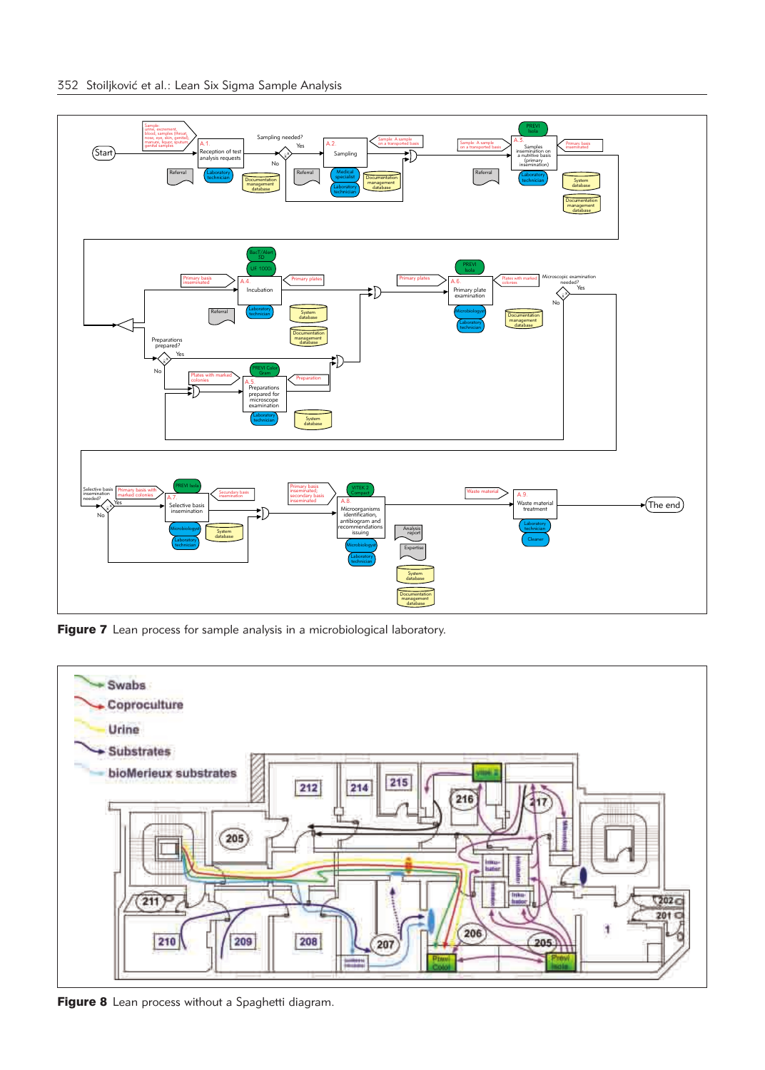Figure 7 Lean process for sample analysis in a microbiological laboratory.

Figure 8 Lean process without a Spaghetti diagram.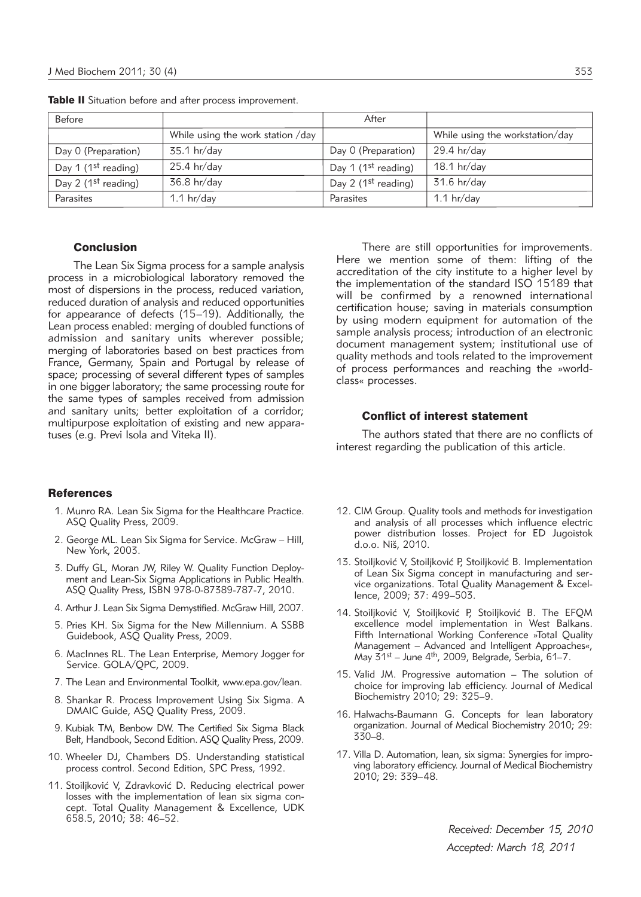**Table II** Situation before and after process improvement.

| Before | | After | |
|---|---|---|---|
| | While using the work station /day | | While using the workstation/day |
| Day 0 (Preparation) | 35.1 hr/day | Day 0 (Preparation) | 29.4 hr/day |
| Day 1 (1st reading) | 25.4 hr/day | Day 1 (1st reading) | 18.1 hr/day |
| Day 2 (1st reading) | 36.8 hr/day | Day 2 (1st reading) | 31.6 hr/day |
| Parasites | 1.1 hr/day | Parasites | 1.1 hr/day |

## Conclusion

The Lean Six Sigma process for a sample analysis process in a microbiological laboratory removed the most of dispersions in the process, reduced variation, reduced duration of analysis and reduced opportunities for appearance of defects (15–19). Additionally, the Lean process enabled: merging of doubled functions of admission and sanitary units wherever possible; merging of laboratories based on best practices from France, Germany, Spain and Portugal by release of space; processing of several different types of samples in one bigger laboratory; the same processing route for the same types of samples received from admission and sanitary units; better exploitation of a corridor; multipurpose exploitation of existing and new apparatuses (e.g. Previ Isola and Viteka II).

There are still opportunities for improvements. Here we mention some of them: lifting of the accreditation of the city institute to a higher level by the implementation of the standard ISO 15189 that will be confirmed by a renowned international certification house; saving in materials consumption by using modern equipment for automation of the sample analysis process; introduction of an electronic document management system; institutional use of quality methods and tools related to the improvement of process performances and reaching the »world-class« processes.

## Conflict of interest statement

The authors stated that there are no conflicts of interest regarding the publication of this article.

## References

1. Munro RA. Lean Six Sigma for the Healthcare Practice. ASQ Quality Press, 2009.
2. George ML. Lean Six Sigma for Service. McGraw – Hill, New York, 2003.
3. Duffy GL, Moran JW, Riley W. Quality Function Deployment and Lean-Six Sigma Applications in Public Health. ASQ Quality Press, ISBN 978-0-87389-787-7, 2010.
4. Arthur J. Lean Six Sigma Demystified. McGraw Hill, 2007.
5. Pries KH. Six Sigma for the New Millennium. A SSBB Guidebook, ASQ Quality Press, 2009.
6. MacInnes RL. The Lean Enterprise, Memory Jogger for Service. GOLA/QPC, 2009.
7. The Lean and Environmental Toolkit, www.epa.gov/lean.
8. Shankar R. Process Improvement Using Six Sigma. A DMAIC Guide, ASQ Quality Press, 2009.
9. Kubiak TM, Benbow DW. The Certified Six Sigma Black Belt, Handbook, Second Edition. ASQ Quality Press, 2009.
10. Wheeler DJ, Chambers DS. Understanding statistical process control. Second Edition, SPC Press, 1992.
11. Stoiljković V, Zdravković D. Reducing electrical power losses with the implementation of lean six sigma concept. Total Quality Management & Excellence, UDK 658.5, 2010; 38: 46–52.
12. CIM Group. Quality tools and methods for investigation and analysis of all processes which influence electric power distribution losses. Project for ED Jugoistok d.o.o. Niš, 2010.
13. Stoiljković V, Stoiljković P, Stoiljković B. Implementation of Lean Six Sigma concept in manufacturing and service organizations. Total Quality Management & Excellence, 2009; 37: 499–503.
14. Stoiljković V, Stoiljković P, Stoiljković B. The EFQM excellence model implementation in West Balkans. Fifth International Working Conference »Total Quality Management – Advanced and Intelligent Approaches«, May 31st – June 4th, 2009, Belgrade, Serbia, 61–7.
15. Valid JM. Progressive automation – The solution of choice for improving lab efficiency. Journal of Medical Biochemistry 2010; 29: 325–9.
16. Halwachs-Baumann G. Concepts for lean laboratory organization. Journal of Medical Biochemistry 2010; 29: 330–8.
17. Villa D. Automation, lean, six sigma: Synergies for improving laboratory efficiency. Journal of Medical Biochemistry 2010; 29: 339–48.

*Received: December 15, 2010*
*Accepted: March 18, 2011*